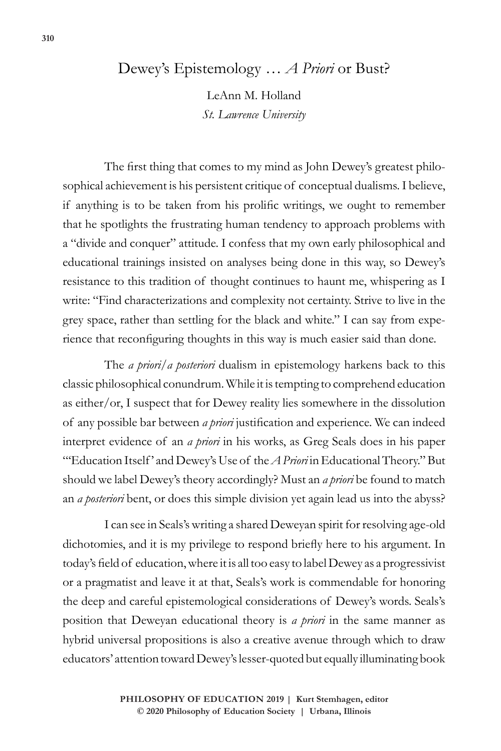# Dewey's Epistemology … *A Priori* or Bust?

LeAnn M. Holland
*St. Lawrence University*

The first thing that comes to my mind as John Dewey's greatest philosophical achievement is his persistent critique of conceptual dualisms. I believe, if anything is to be taken from his prolific writings, we ought to remember that he spotlights the frustrating human tendency to approach problems with a "divide and conquer" attitude. I confess that my own early philosophical and educational trainings insisted on analyses being done in this way, so Dewey's resistance to this tradition of thought continues to haunt me, whispering as I write: "Find characterizations and complexity not certainty. Strive to live in the grey space, rather than settling for the black and white." I can say from experience that reconfiguring thoughts in this way is much easier said than done.

The *a priori/a posteriori* dualism in epistemology harkens back to this classic philosophical conundrum. While it is tempting to comprehend education as either/or, I suspect that for Dewey reality lies somewhere in the dissolution of any possible bar between *a priori* justification and experience. We can indeed interpret evidence of an *a priori* in his works, as Greg Seals does in his paper "'Education Itself' and Dewey's Use of the *A Priori* in Educational Theory." But should we label Dewey's theory accordingly? Must an *a priori* be found to match an *a posteriori* bent, or does this simple division yet again lead us into the abyss?

I can see in Seals's writing a shared Deweyan spirit for resolving age-old dichotomies, and it is my privilege to respond briefly here to his argument. In today's field of education, where it is all too easy to label Dewey as a progressivist or a pragmatist and leave it at that, Seals's work is commendable for honoring the deep and careful epistemological considerations of Dewey's words. Seals's position that Deweyan educational theory is *a priori* in the same manner as hybrid universal propositions is also a creative avenue through which to draw educators' attention toward Dewey's lesser-quoted but equally illuminating book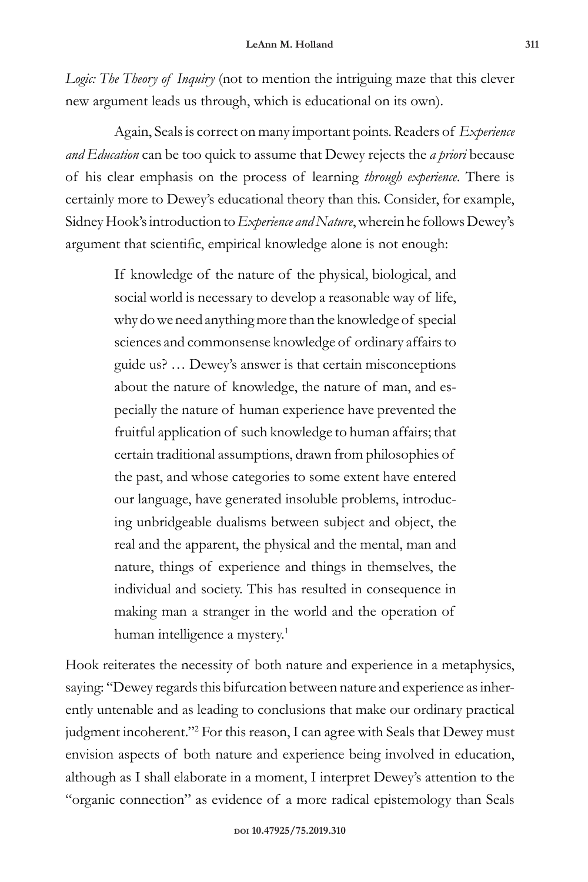*Logic: The Theory of Inquiry* (not to mention the intriguing maze that this clever new argument leads us through, which is educational on its own).

Again, Seals is correct on many important points. Readers of *Experience and Education* can be too quick to assume that Dewey rejects the *a priori* because of his clear emphasis on the process of learning *through experience*. There is certainly more to Dewey's educational theory than this. Consider, for example, Sidney Hook's introduction to *Experience and Nature*, wherein he follows Dewey's argument that scientific, empirical knowledge alone is not enough:

> If knowledge of the nature of the physical, biological, and social world is necessary to develop a reasonable way of life, why do we need anything more than the knowledge of special sciences and commonsense knowledge of ordinary affairs to guide us? … Dewey's answer is that certain misconceptions about the nature of knowledge, the nature of man, and especially the nature of human experience have prevented the fruitful application of such knowledge to human affairs; that certain traditional assumptions, drawn from philosophies of the past, and whose categories to some extent have entered our language, have generated insoluble problems, introducing unbridgeable dualisms between subject and object, the real and the apparent, the physical and the mental, man and nature, things of experience and things in themselves, the individual and society. This has resulted in consequence in making man a stranger in the world and the operation of human intelligence a mystery.[1]

Hook reiterates the necessity of both nature and experience in a metaphysics, saying: "Dewey regards this bifurcation between nature and experience as inherently untenable and as leading to conclusions that make our ordinary practical judgment incoherent."[2] For this reason, I can agree with Seals that Dewey must envision aspects of both nature and experience being involved in education, although as I shall elaborate in a moment, I interpret Dewey's attention to the "organic connection" as evidence of a more radical epistemology than Seals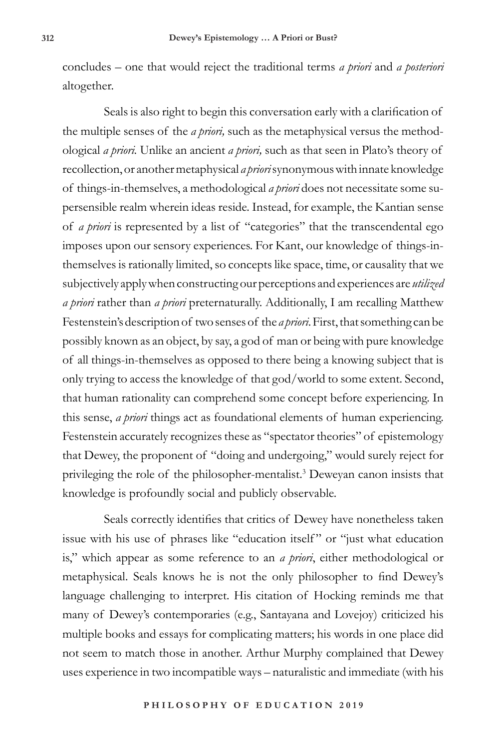concludes – one that would reject the traditional terms *a priori* and *a posteriori* altogether.

Seals is also right to begin this conversation early with a clarification of the multiple senses of the *a priori,* such as the metaphysical versus the methodological *a priori.* Unlike an ancient *a priori,* such as that seen in Plato's theory of recollection, or another metaphysical *a priori* synonymous with innate knowledge of things-in-themselves, a methodological *a priori* does not necessitate some supersensible realm wherein ideas reside. Instead, for example, the Kantian sense of *a priori* is represented by a list of "categories" that the transcendental ego imposes upon our sensory experiences. For Kant, our knowledge of things-in-themselves is rationally limited, so concepts like space, time, or causality that we subjectively apply when constructing our perceptions and experiences are *utilized a priori* rather than *a priori* preternaturally. Additionally, I am recalling Matthew Festenstein's description of two senses of the *a priori*. First, that something can be possibly known as an object, by say, a god of man or being with pure knowledge of all things-in-themselves as opposed to there being a knowing subject that is only trying to access the knowledge of that god/world to some extent. Second, that human rationality can comprehend some concept before experiencing. In this sense, *a priori* things act as foundational elements of human experiencing. Festenstein accurately recognizes these as "spectator theories" of epistemology that Dewey, the proponent of "doing and undergoing," would surely reject for privileging the role of the philosopher-mentalist.[3] Deweyan canon insists that knowledge is profoundly social and publicly observable.

Seals correctly identifies that critics of Dewey have nonetheless taken issue with his use of phrases like "education itself" or "just what education is," which appear as some reference to an *a priori*, either methodological or metaphysical. Seals knows he is not the only philosopher to find Dewey's language challenging to interpret. His citation of Hocking reminds me that many of Dewey's contemporaries (e.g., Santayana and Lovejoy) criticized his multiple books and essays for complicating matters; his words in one place did not seem to match those in another. Arthur Murphy complained that Dewey uses experience in two incompatible ways – naturalistic and immediate (with his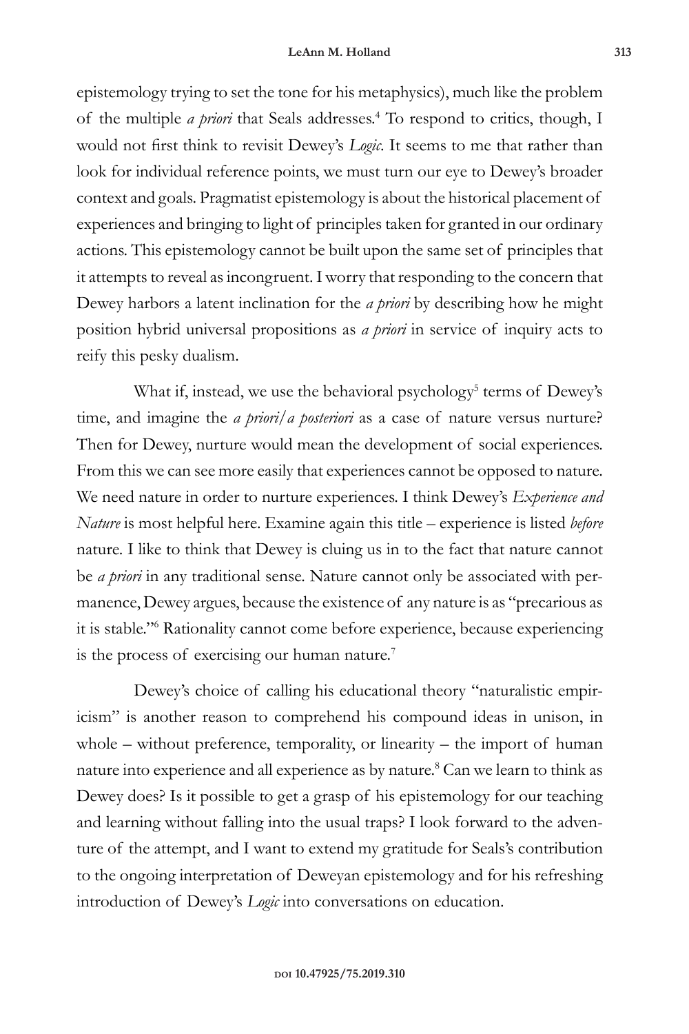epistemology trying to set the tone for his metaphysics), much like the problem of the multiple *a priori* that Seals addresses.[4] To respond to critics, though, I would not first think to revisit Dewey's *Logic*. It seems to me that rather than look for individual reference points, we must turn our eye to Dewey's broader context and goals. Pragmatist epistemology is about the historical placement of experiences and bringing to light of principles taken for granted in our ordinary actions. This epistemology cannot be built upon the same set of principles that it attempts to reveal as incongruent. I worry that responding to the concern that Dewey harbors a latent inclination for the *a priori* by describing how he might position hybrid universal propositions as *a priori* in service of inquiry acts to reify this pesky dualism.

What if, instead, we use the behavioral psychology[5] terms of Dewey's time, and imagine the *a priori/a posteriori* as a case of nature versus nurture? Then for Dewey, nurture would mean the development of social experiences. From this we can see more easily that experiences cannot be opposed to nature. We need nature in order to nurture experiences. I think Dewey's *Experience and Nature* is most helpful here. Examine again this title – experience is listed *before* nature. I like to think that Dewey is cluing us in to the fact that nature cannot be *a priori* in any traditional sense. Nature cannot only be associated with permanence, Dewey argues, because the existence of any nature is as "precarious as it is stable."[6] Rationality cannot come before experience, because experiencing is the process of exercising our human nature.[7]

Dewey's choice of calling his educational theory "naturalistic empiricism" is another reason to comprehend his compound ideas in unison, in whole – without preference, temporality, or linearity – the import of human nature into experience and all experience as by nature.[8] Can we learn to think as Dewey does? Is it possible to get a grasp of his epistemology for our teaching and learning without falling into the usual traps? I look forward to the adventure of the attempt, and I want to extend my gratitude for Seals's contribution to the ongoing interpretation of Deweyan epistemology and for his refreshing introduction of Dewey's *Logic* into conversations on education.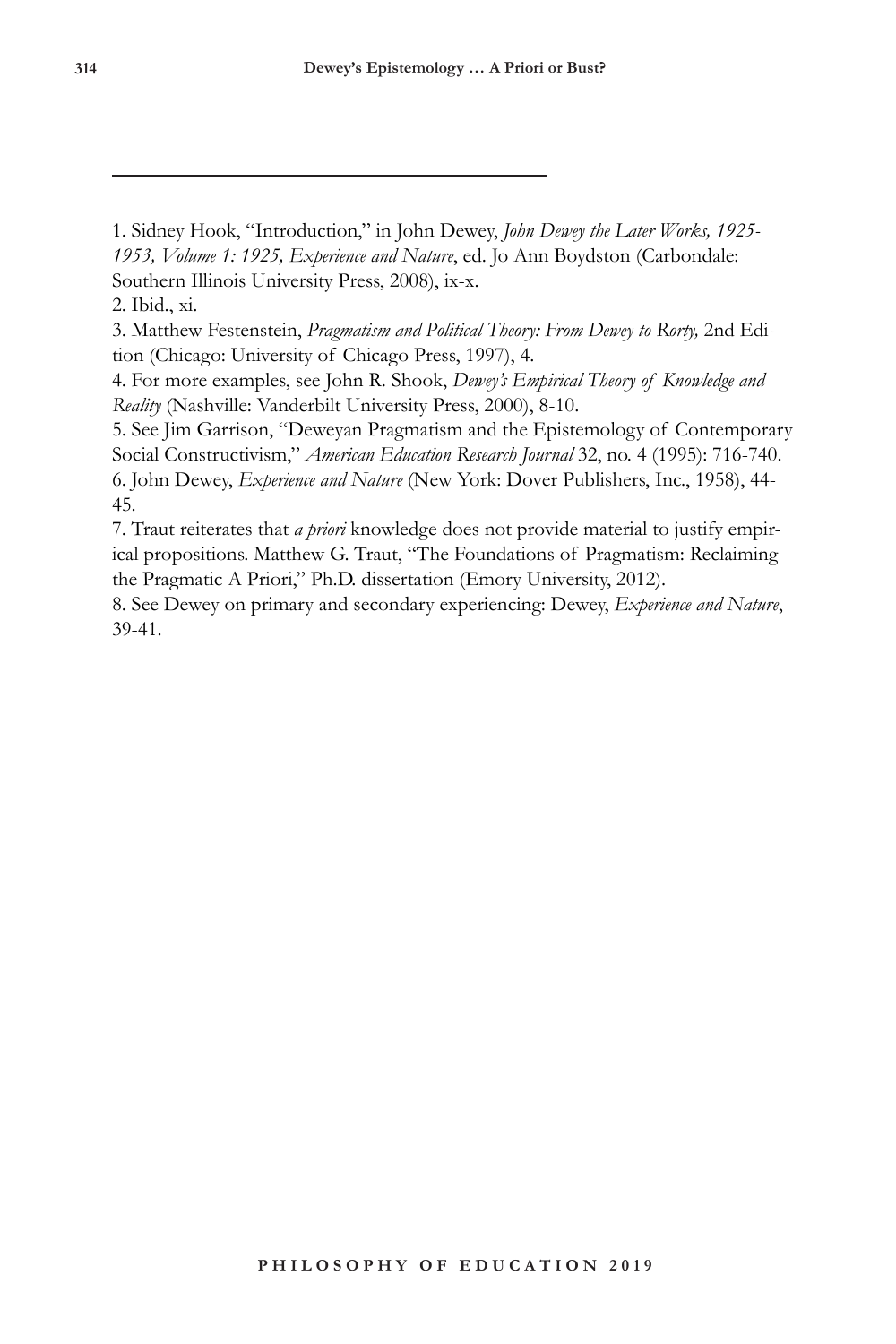1. Sidney Hook, "Introduction," in John Dewey, *John Dewey the Later Works, 1925-1953, Volume 1: 1925, Experience and Nature*, ed. Jo Ann Boydston (Carbondale: Southern Illinois University Press, 2008), ix-x.

2. Ibid., xi.

3. Matthew Festenstein, *Pragmatism and Political Theory: From Dewey to Rorty,* 2nd Edition (Chicago: University of Chicago Press, 1997), 4.

4. For more examples, see John R. Shook, *Dewey's Empirical Theory of Knowledge and Reality* (Nashville: Vanderbilt University Press, 2000), 8-10.

5. See Jim Garrison, "Deweyan Pragmatism and the Epistemology of Contemporary Social Constructivism," *American Education Research Journal* 32, no. 4 (1995): 716-740.

6. John Dewey, *Experience and Nature* (New York: Dover Publishers, Inc., 1958), 44-45.

7. Traut reiterates that *a priori* knowledge does not provide material to justify empirical propositions. Matthew G. Traut, "The Foundations of Pragmatism: Reclaiming the Pragmatic A Priori," Ph.D. dissertation (Emory University, 2012).

8. See Dewey on primary and secondary experiencing: Dewey, *Experience and Nature*, 39-41.